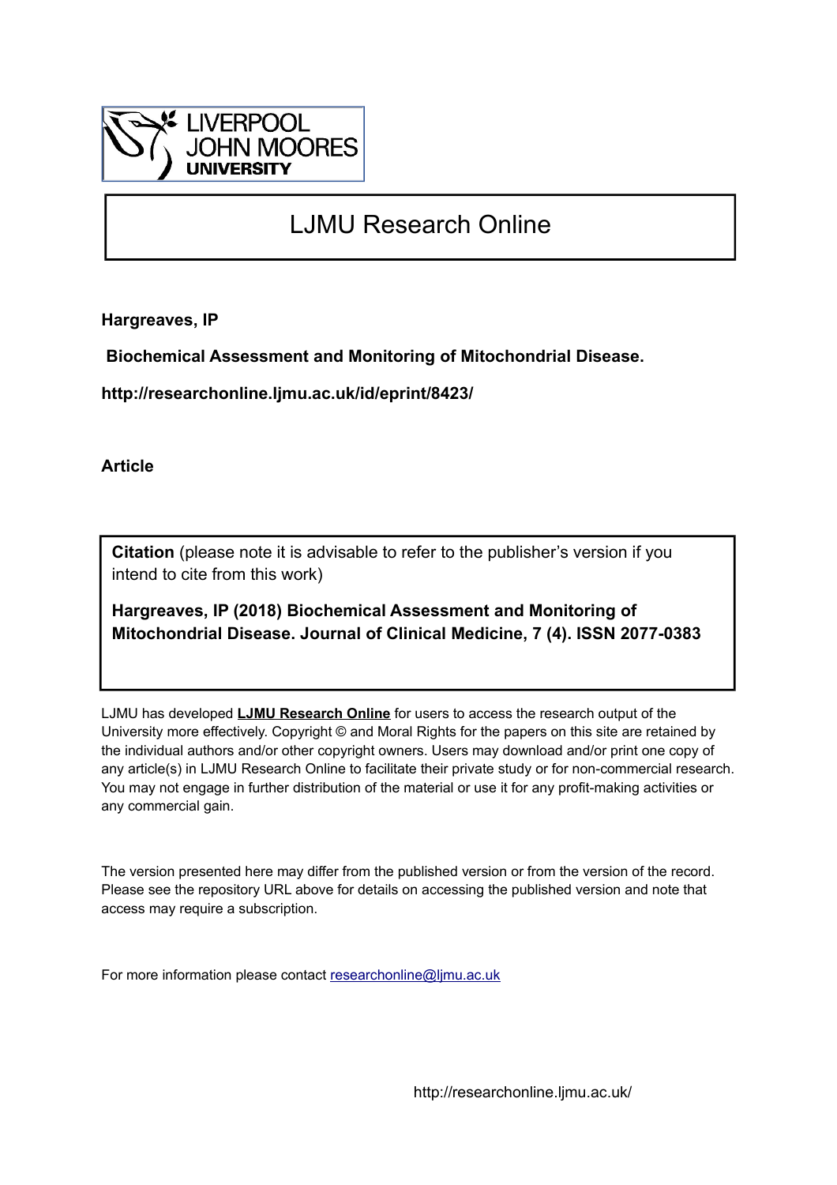LIVERPOOL JOHN MOORES UNIVERSITY

# LJMU Research Online

**Hargreaves, IP**

**Biochemical Assessment and Monitoring of Mitochondrial Disease.**

**http://researchonline.ljmu.ac.uk/id/eprint/8423/**

**Article**

**Citation** (please note it is advisable to refer to the publisher's version if you intend to cite from this work)

**Hargreaves, IP (2018) Biochemical Assessment and Monitoring of Mitochondrial Disease. Journal of Clinical Medicine, 7 (4). ISSN 2077-0383**

LJMU has developed **LJMU Research Online** for users to access the research output of the University more effectively. Copyright © and Moral Rights for the papers on this site are retained by the individual authors and/or other copyright owners. Users may download and/or print one copy of any article(s) in LJMU Research Online to facilitate their private study or for non-commercial research. You may not engage in further distribution of the material or use it for any profit-making activities or any commercial gain.

The version presented here may differ from the published version or from the version of the record. Please see the repository URL above for details on accessing the published version and note that access may require a subscription.

For more information please contact researchonline@ljmu.ac.uk

http://researchonline.ljmu.ac.uk/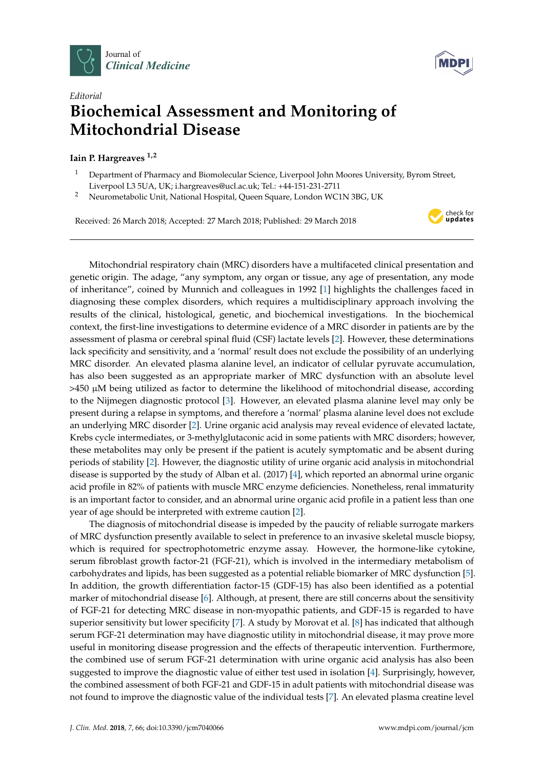Journal of
*Clinical Medicine*

MDPI

*Editorial*

# Biochemical Assessment and Monitoring of Mitochondrial Disease

**Iain P. Hargreaves** [1,2]

[1] Department of Pharmacy and Biomolecular Science, Liverpool John Moores University, Byrom Street, Liverpool L3 5UA, UK; i.hargreaves@ucl.ac.uk; Tel.: +44-151-231-2711

[2] Neurometabolic Unit, National Hospital, Queen Square, London WC1N 3BG, UK

Received: 26 March 2018; Accepted: 27 March 2018; Published: 29 March 2018

---

Mitochondrial respiratory chain (MRC) disorders have a multifaceted clinical presentation and genetic origin. The adage, "any symptom, any organ or tissue, any age of presentation, any mode of inheritance", coined by Munnich and colleagues in 1992 [1] highlights the challenges faced in diagnosing these complex disorders, which requires a multidisciplinary approach involving the results of the clinical, histological, genetic, and biochemical investigations. In the biochemical context, the first-line investigations to determine evidence of a MRC disorder in patients are by the assessment of plasma or cerebral spinal fluid (CSF) lactate levels [2]. However, these determinations lack specificity and sensitivity, and a 'normal' result does not exclude the possibility of an underlying MRC disorder. An elevated plasma alanine level, an indicator of cellular pyruvate accumulation, has also been suggested as an appropriate marker of MRC dysfunction with an absolute level >450 μM being utilized as factor to determine the likelihood of mitochondrial disease, according to the Nijmegen diagnostic protocol [3]. However, an elevated plasma alanine level may only be present during a relapse in symptoms, and therefore a 'normal' plasma alanine level does not exclude an underlying MRC disorder [2]. Urine organic acid analysis may reveal evidence of elevated lactate, Krebs cycle intermediates, or 3-methylglutaconic acid in some patients with MRC disorders; however, these metabolites may only be present if the patient is acutely symptomatic and be absent during periods of stability [2]. However, the diagnostic utility of urine organic acid analysis in mitochondrial disease is supported by the study of Alban et al. (2017) [4], which reported an abnormal urine organic acid profile in 82% of patients with muscle MRC enzyme deficiencies. Nonetheless, renal immaturity is an important factor to consider, and an abnormal urine organic acid profile in a patient less than one year of age should be interpreted with extreme caution [2].

The diagnosis of mitochondrial disease is impeded by the paucity of reliable surrogate markers of MRC dysfunction presently available to select in preference to an invasive skeletal muscle biopsy, which is required for spectrophotometric enzyme assay. However, the hormone-like cytokine, serum fibroblast growth factor-21 (FGF-21), which is involved in the intermediary metabolism of carbohydrates and lipids, has been suggested as a potential reliable biomarker of MRC dysfunction [5]. In addition, the growth differentiation factor-15 (GDF-15) has also been identified as a potential marker of mitochondrial disease [6]. Although, at present, there are still concerns about the sensitivity of FGF-21 for detecting MRC disease in non-myopathic patients, and GDF-15 is regarded to have superior sensitivity but lower specificity [7]. A study by Morovat et al. [8] has indicated that although serum FGF-21 determination may have diagnostic utility in mitochondrial disease, it may prove more useful in monitoring disease progression and the effects of therapeutic intervention. Furthermore, the combined use of serum FGF-21 determination with urine organic acid analysis has also been suggested to improve the diagnostic value of either test used in isolation [4]. Surprisingly, however, the combined assessment of both FGF-21 and GDF-15 in adult patients with mitochondrial disease was not found to improve the diagnostic value of the individual tests [7]. An elevated plasma creatine level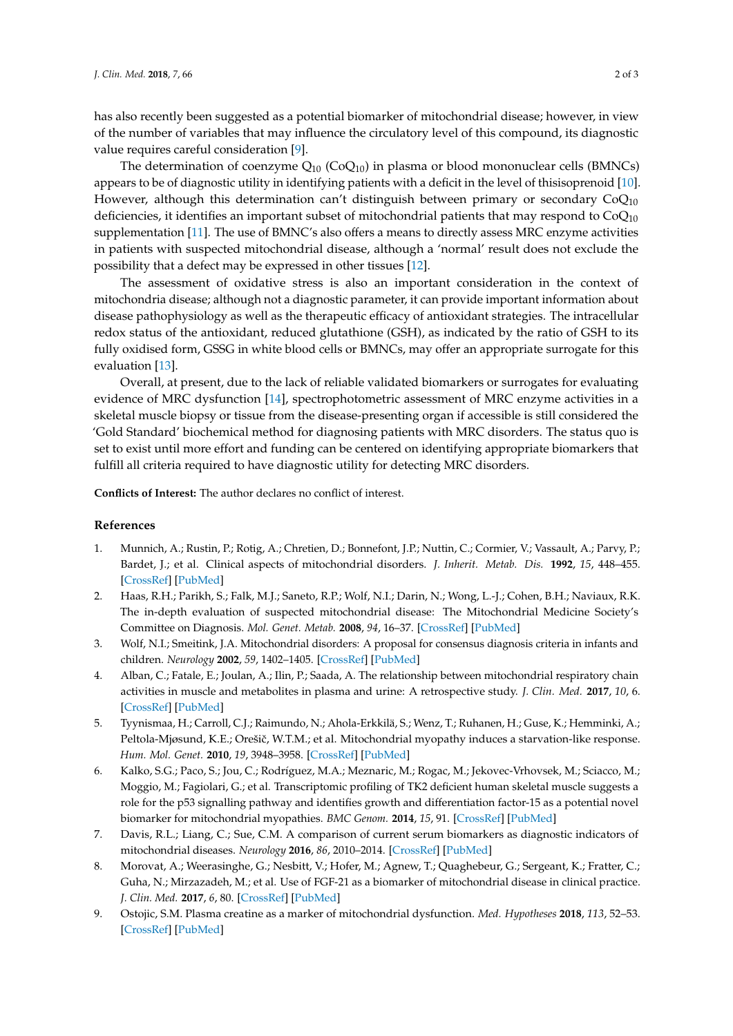has also recently been suggested as a potential biomarker of mitochondrial disease; however, in view of the number of variables that may influence the circulatory level of this compound, its diagnostic value requires careful consideration [9].

The determination of coenzyme $Q_{10}$ ($CoQ_{10}$) in plasma or blood mononuclear cells (BMNCs) appears to be of diagnostic utility in identifying patients with a deficit in the level of thisisoprenoid [10]. However, although this determination can't distinguish between primary or secondary $CoQ_{10}$ deficiencies, it identifies an important subset of mitochondrial patients that may respond to $CoQ_{10}$ supplementation [11]. The use of BMNC's also offers a means to directly assess MRC enzyme activities in patients with suspected mitochondrial disease, although a 'normal' result does not exclude the possibility that a defect may be expressed in other tissues [12].

The assessment of oxidative stress is also an important consideration in the context of mitochondria disease; although not a diagnostic parameter, it can provide important information about disease pathophysiology as well as the therapeutic efficacy of antioxidant strategies. The intracellular redox status of the antioxidant, reduced glutathione (GSH), as indicated by the ratio of GSH to its fully oxidised form, GSSG in white blood cells or BMNCs, may offer an appropriate surrogate for this evaluation [13].

Overall, at present, due to the lack of reliable validated biomarkers or surrogates for evaluating evidence of MRC dysfunction [14], spectrophotometric assessment of MRC enzyme activities in a skeletal muscle biopsy or tissue from the disease-presenting organ if accessible is still considered the 'Gold Standard' biochemical method for diagnosing patients with MRC disorders. The status quo is set to exist until more effort and funding can be centered on identifying appropriate biomarkers that fulfill all criteria required to have diagnostic utility for detecting MRC disorders.

**Conflicts of Interest:** The author declares no conflict of interest.

## References

1. Munnich, A.; Rustin, P.; Rotig, A.; Chretien, D.; Bonnefont, J.P.; Nuttin, C.; Cormier, V.; Vassault, A.; Parvy, P.; Bardet, J.; et al. Clinical aspects of mitochondrial disorders. *J. Inherit. Metab. Dis.* **1992**, *15*, 448–455. [CrossRef] [PubMed]
2. Haas, R.H.; Parikh, S.; Falk, M.J.; Saneto, R.P.; Wolf, N.I.; Darin, N.; Wong, L.-J.; Cohen, B.H.; Naviaux, R.K. The in-depth evaluation of suspected mitochondrial disease: The Mitochondrial Medicine Society's Committee on Diagnosis. *Mol. Genet. Metab.* **2008**, *94*, 16–37. [CrossRef] [PubMed]
3. Wolf, N.I.; Smeitink, J.A. Mitochondrial disorders: A proposal for consensus diagnosis criteria in infants and children. *Neurology* **2002**, *59*, 1402–1405. [CrossRef] [PubMed]
4. Alban, C.; Fatale, E.; Joulan, A.; Ilin, P.; Saada, A. The relationship between mitochondrial respiratory chain activities in muscle and metabolites in plasma and urine: A retrospective study. *J. Clin. Med.* **2017**, *10*, 6. [CrossRef] [PubMed]
5. Tyynismaa, H.; Carroll, C.J.; Raimundo, N.; Ahola-Erkkilä, S.; Wenz, T.; Ruhanen, H.; Guse, K.; Hemminki, A.; Peltola-Mjøsund, K.E.; Orešič, W.T.M.; et al. Mitochondrial myopathy induces a starvation-like response. *Hum. Mol. Genet.* **2010**, *19*, 3948–3958. [CrossRef] [PubMed]
6. Kalko, S.G.; Paco, S.; Jou, C.; Rodríguez, M.A.; Meznaric, M.; Rogac, M.; Jekovec-Vrhovsek, M.; Sciacco, M.; Moggio, M.; Fagiolari, G.; et al. Transcriptomic profiling of TK2 deficient human skeletal muscle suggests a role for the p53 signalling pathway and identifies growth and differentiation factor-15 as a potential novel biomarker for mitochondrial myopathies. *BMC Genom.* **2014**, *15*, 91. [CrossRef] [PubMed]
7. Davis, R.L.; Liang, C.; Sue, C.M. A comparison of current serum biomarkers as diagnostic indicators of mitochondrial diseases. *Neurology* **2016**, *86*, 2010–2014. [CrossRef] [PubMed]
8. Morovat, A.; Weerasinghe, G.; Nesbitt, V.; Hofer, M.; Agnew, T.; Quaghebeur, G.; Sergeant, K.; Fratter, C.; Guha, N.; Mirzazadeh, M.; et al. Use of FGF-21 as a biomarker of mitochondrial disease in clinical practice. *J. Clin. Med.* **2017**, *6*, 80. [CrossRef] [PubMed]
9. Ostojic, S.M. Plasma creatine as a marker of mitochondrial dysfunction. *Med. Hypotheses* **2018**, *113*, 52–53. [CrossRef] [PubMed]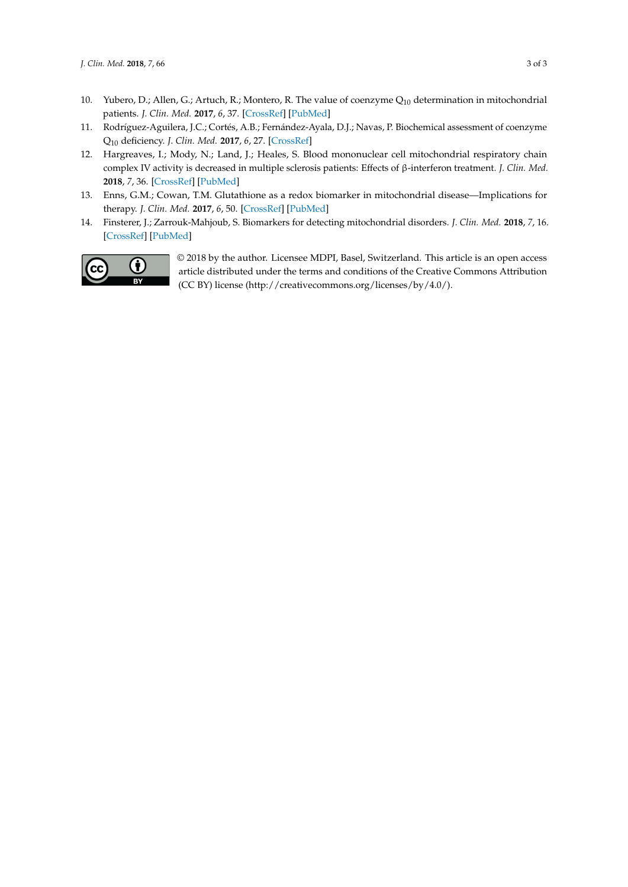10. Yubero, D.; Allen, G.; Artuch, R.; Montero, R. The value of coenzyme $Q_{10}$ determination in mitochondrial patients. *J. Clin. Med.* **2017**, *6*, 37. [CrossRef] [PubMed]
11. Rodríguez-Aguilera, J.C.; Cortés, A.B.; Fernández-Ayala, D.J.; Navas, P. Biochemical assessment of coenzyme $Q_{10}$ deficiency. *J. Clin. Med.* **2017**, *6*, 27. [CrossRef]
12. Hargreaves, I.; Mody, N.; Land, J.; Heales, S. Blood mononuclear cell mitochondrial respiratory chain complex IV activity is decreased in multiple sclerosis patients: Effects of β-interferon treatment. *J. Clin. Med.* **2018**, *7*, 36. [CrossRef] [PubMed]
13. Enns, G.M.; Cowan, T.M. Glutathione as a redox biomarker in mitochondrial disease—Implications for therapy. *J. Clin. Med.* **2017**, *6*, 50. [CrossRef] [PubMed]
14. Finsterer, J.; Zarrouk-Mahjoub, S. Biomarkers for detecting mitochondrial disorders. *J. Clin. Med.* **2018**, *7*, 16. [CrossRef] [PubMed]

© 2018 by the author. Licensee MDPI, Basel, Switzerland. This article is an open access article distributed under the terms and conditions of the Creative Commons Attribution (CC BY) license (http://creativecommons.org/licenses/by/4.0/).